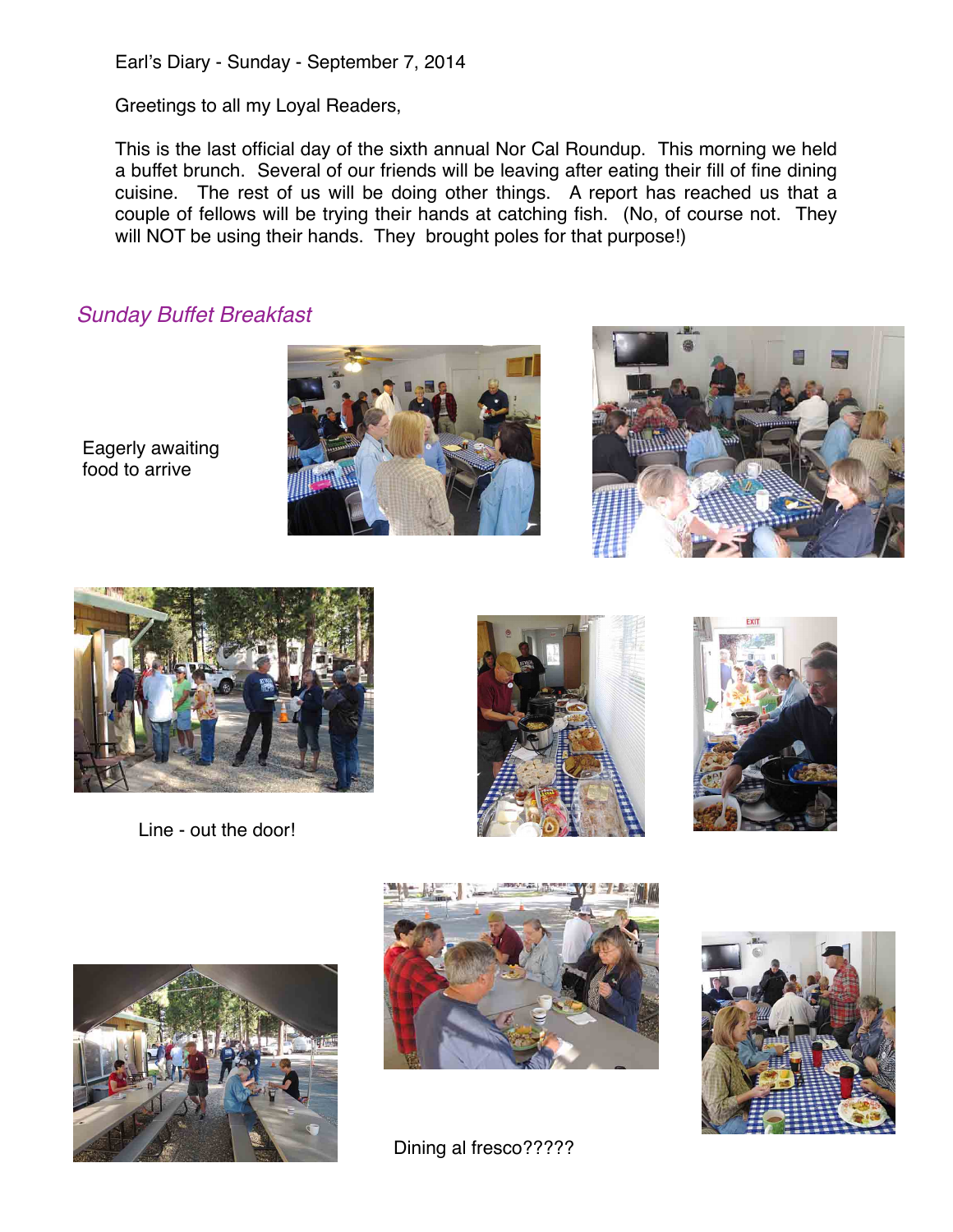Earl's Diary - Sunday - September 7, 2014

Greetings to all my Loyal Readers,

This is the last official day of the sixth annual Nor Cal Roundup. This morning we held a buffet brunch. Several of our friends will be leaving after eating their fill of fine dining cuisine. The rest of us will be doing other things. A report has reached us that a couple of fellows will be trying their hands at catching fish. (No, of course not. They will NOT be using their hands. They brought poles for that purpose!)

## *Sunday Buffet Breakfast*

Eagerly awaiting food to arrive

Line - out the door!

Dining al fresco?????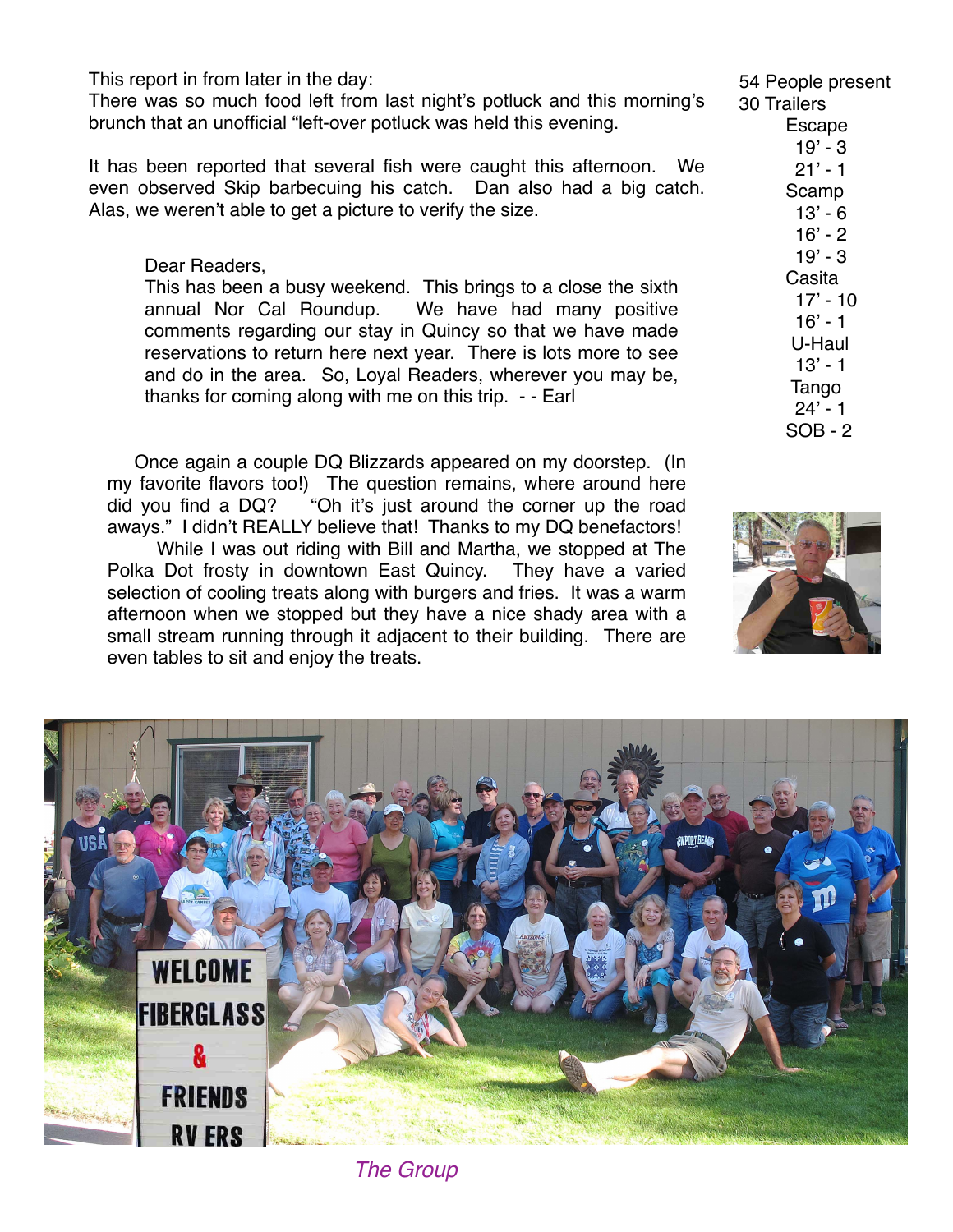This report in from later in the day:
There was so much food left from last night's potluck and this morning's brunch that an unofficial "left-over potluck was held this evening.

It has been reported that several fish were caught this afternoon. We even observed Skip barbecuing his catch. Dan also had a big catch. Alas, we weren't able to get a picture to verify the size.

> Dear Readers,
> This has been a busy weekend. This brings to a close the sixth annual Nor Cal Roundup. We have had many positive comments regarding our stay in Quincy so that we have made reservations to return here next year. There is lots more to see and do in the area. So, Loyal Readers, wherever you may be, thanks for coming along with me on this trip. - - Earl

54 People present
30 Trailers

- Escape
  - 19' - 3
  - 21' - 1
- Scamp
  - 13' - 6
  - 16' - 2
  - 19' - 3
- Casita
  - 17' - 10
  - 16' - 1
- U-Haul
  - 13' - 1
- Tango
  - 24' - 1
- SOB - 2

Once again a couple DQ Blizzards appeared on my doorstep. (In my favorite flavors too!) The question remains, where around here did you find a DQ? "Oh it's just around the corner up the road aways." I didn't REALLY believe that! Thanks to my DQ benefactors!

While I was out riding with Bill and Martha, we stopped at The Polka Dot frosty in downtown East Quincy. They have a varied selection of cooling treats along with burgers and fries. It was a warm afternoon when we stopped but they have a nice shady area with a small stream running through it adjacent to their building. There are even tables to sit and enjoy the treats.

*The Group*